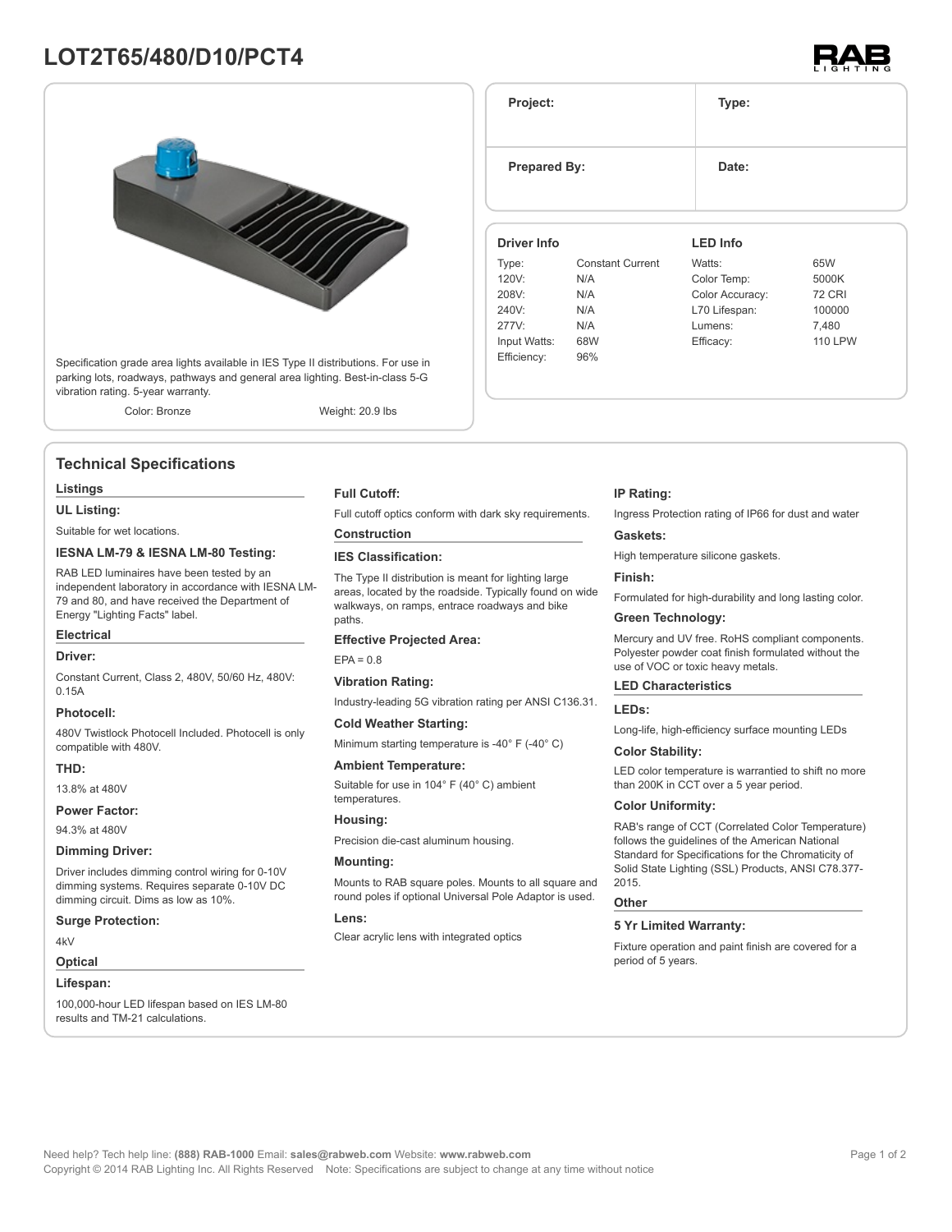# LOT2T65/480/D10/PCT4

Specification grade area lights available in IES Type II distributions. For use in parking lots, roadways, pathways and general area lighting. Best-in-class 5-G vibration rating. 5-year warranty.

Color: Bronze    Weight: 20.9 lbs

| Project: | Type: |
|---|---|
| Prepared By: | Date: |

| Driver Info | | LED Info | |
|---|---|---|---|
| Type: | Constant Current | Watts: | 65W |
| 120V: | N/A | Color Temp: | 5000K |
| 208V: | N/A | Color Accuracy: | 72 CRI |
| 240V: | N/A | L70 Lifespan: | 100000 |
| 277V: | N/A | Lumens: | 7,480 |
| Input Watts: | 68W | Efficacy: | 110 LPW |
| Efficiency: | 96% | | |

## Technical Specifications

### Listings

**UL Listing:**

Suitable for wet locations.

**IESNA LM-79 & IESNA LM-80 Testing:**

RAB LED luminaires have been tested by an independent laboratory in accordance with IESNA LM-79 and 80, and have received the Department of Energy "Lighting Facts" label.

### Electrical

**Driver:**

Constant Current, Class 2, 480V, 50/60 Hz, 480V: 0.15A

**Photocell:**

480V Twistlock Photocell Included. Photocell is only compatible with 480V.

**THD:**

13.8% at 480V

**Power Factor:**

94.3% at 480V

**Dimming Driver:**

Driver includes dimming control wiring for 0-10V dimming systems. Requires separate 0-10V DC dimming circuit. Dims as low as 10%.

**Surge Protection:**

4kV

### Optical

**Lifespan:**

100,000-hour LED lifespan based on IES LM-80 results and TM-21 calculations.

**Full Cutoff:**

Full cutoff optics conform with dark sky requirements.

### Construction

**IES Classification:**

The Type II distribution is meant for lighting large areas, located by the roadside. Typically found on wide walkways, on ramps, entrace roadways and bike paths.

**Effective Projected Area:**

EPA = 0.8

**Vibration Rating:**

Industry-leading 5G vibration rating per ANSI C136.31.

**Cold Weather Starting:**

Minimum starting temperature is -40° F (-40° C)

**Ambient Temperature:**

Suitable for use in 104° F (40° C) ambient temperatures.

**Housing:**

Precision die-cast aluminum housing.

**Mounting:**

Mounts to RAB square poles. Mounts to all square and round poles if optional Universal Pole Adaptor is used.

**Lens:**

Clear acrylic lens with integrated optics

**IP Rating:**

Ingress Protection rating of IP66 for dust and water

**Gaskets:**

High temperature silicone gaskets.

**Finish:**

Formulated for high-durability and long lasting color.

**Green Technology:**

Mercury and UV free. RoHS compliant components. Polyester powder coat finish formulated without the use of VOC or toxic heavy metals.

### LED Characteristics

**LEDs:**

Long-life, high-efficiency surface mounting LEDs

**Color Stability:**

LED color temperature is warrantied to shift no more than 200K in CCT over a 5 year period.

**Color Uniformity:**

RAB's range of CCT (Correlated Color Temperature) follows the guidelines of the American National Standard for Specifications for the Chromaticity of Solid State Lighting (SSL) Products, ANSI C78.377-2015.

### Other

**5 Yr Limited Warranty:**

Fixture operation and paint finish are covered for a period of 5 years.

Need help? Tech help line: **(888) RAB-1000** Email: **sales@rabweb.com** Website: **www.rabweb.com**
Copyright © 2014 RAB Lighting Inc. All Rights Reserved    Note: Specifications are subject to change at any time without notice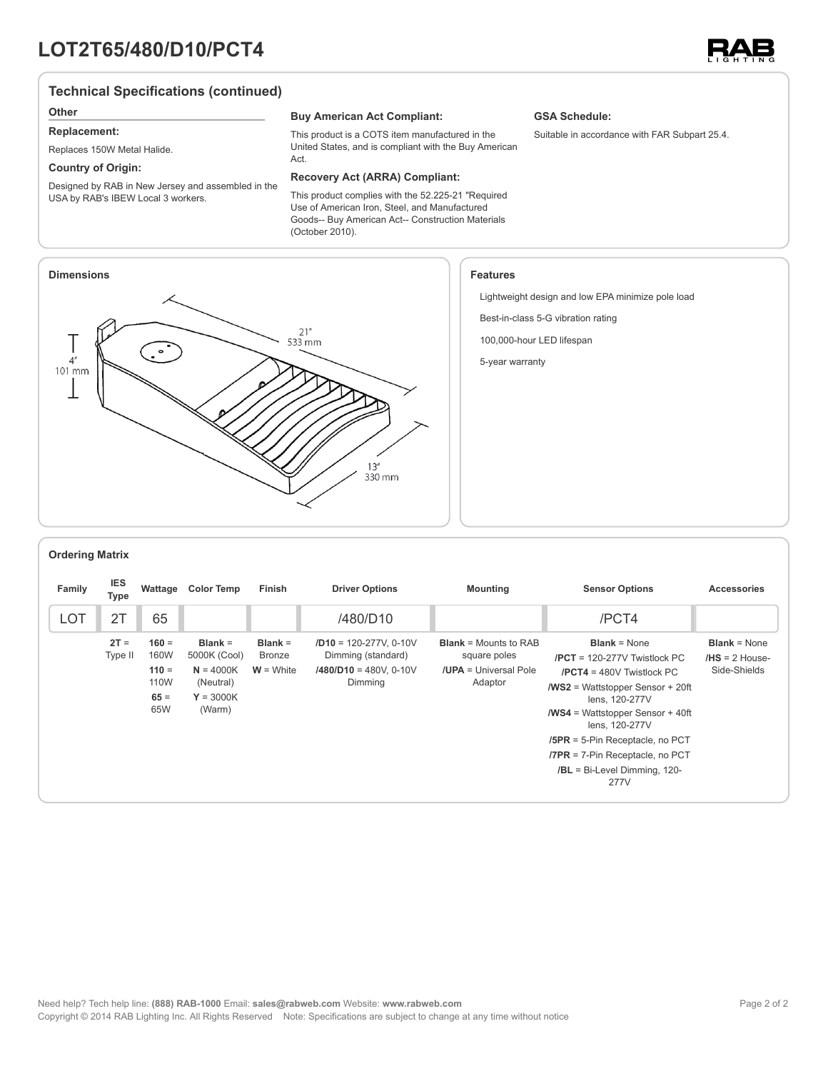# LOT2T65/480/D10/PCT4

## Technical Specifications (continued)

### Other

**Replacement:**

Replaces 150W Metal Halide.

**Country of Origin:**

Designed by RAB in New Jersey and assembled in the USA by RAB's IBEW Local 3 workers.

**Buy American Act Compliant:**

This product is a COTS item manufactured in the United States, and is compliant with the Buy American Act.

**Recovery Act (ARRA) Compliant:**

This product complies with the 52.225-21 "Required Use of American Iron, Steel, and Manufactured Goods-- Buy American Act-- Construction Materials (October 2010).

**GSA Schedule:**

Suitable in accordance with FAR Subpart 25.4.

## Dimensions

21"
533 mm

4"
101 mm

13"
330 mm

## Features

- Lightweight design and low EPA minimize pole load
- Best-in-class 5-G vibration rating
- 100,000-hour LED lifespan
- 5-year warranty

## Ordering Matrix

| Family | IES Type | Wattage | Color Temp | Finish | Driver Options | Mounting | Sensor Options | Accessories |
|---|---|---|---|---|---|---|---|---|
| LOT | 2T | 65 | | | /480/D10 | | /PCT4 | |
| | **2T** = Type II | **160** = 160W<br>**110** = 110W<br>**65** = 65W | **Blank** = 5000K (Cool)<br>**N** = 4000K (Neutral)<br>**Y** = 3000K (Warm) | **Blank** = Bronze<br>**W** = White | **/D10** = 120-277V, 0-10V Dimming (standard)<br>**/480/D10** = 480V, 0-10V Dimming | **Blank** = Mounts to RAB square poles<br>**/UPA** = Universal Pole Adaptor | **Blank** = None<br>**/PCT** = 120-277V Twistlock PC<br>**/PCT4** = 480V Twistlock PC<br>**/WS2** = Wattstopper Sensor + 20ft lens, 120-277V<br>**/WS4** = Wattstopper Sensor + 40ft lens, 120-277V<br>**/5PR** = 5-Pin Receptacle, no PCT<br>**/7PR** = 7-Pin Receptacle, no PCT<br>**/BL** = Bi-Level Dimming, 120-277V | **Blank** = None<br>**/HS** = 2 House-Side-Shields |

Need help? Tech help line: **(888) RAB-1000** Email: **sales@rabweb.com** Website: **www.rabweb.com**

Copyright © 2014 RAB Lighting Inc. All Rights Reserved Note: Specifications are subject to change at any time without notice